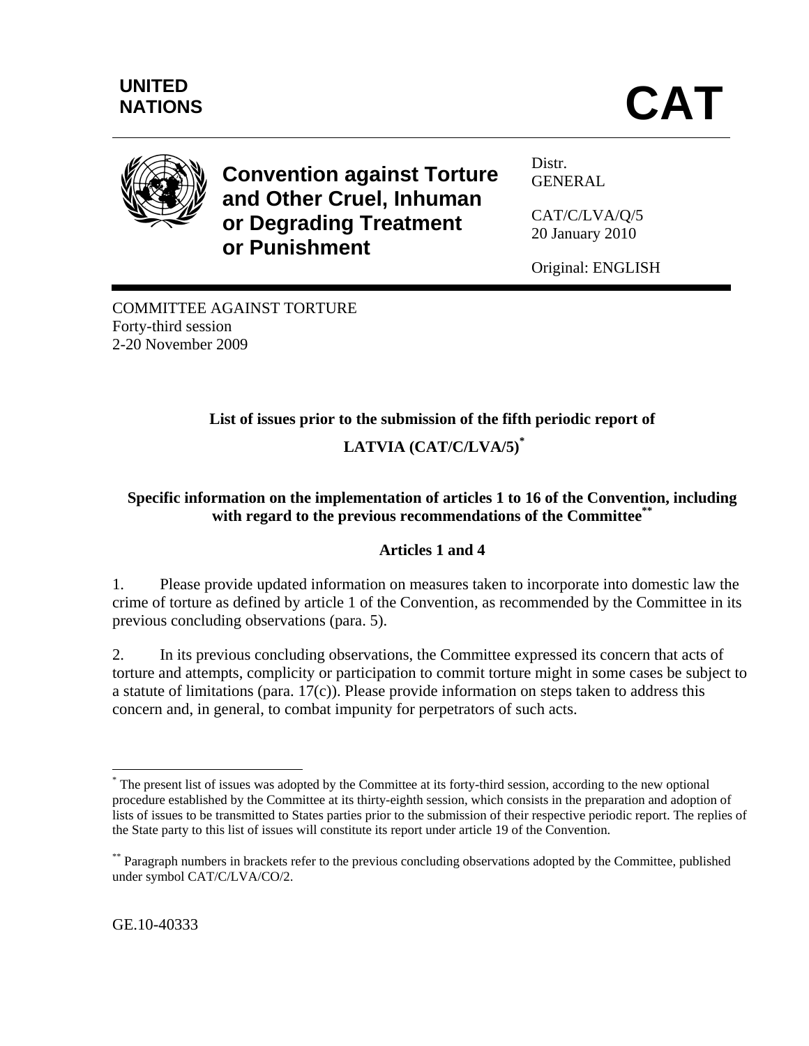UNITED NATIONS

# CAT

**Convention against Torture and Other Cruel, Inhuman or Degrading Treatment or Punishment**

Distr.
GENERAL

CAT/C/LVA/Q/5
20 January 2010

Original: ENGLISH

COMMITTEE AGAINST TORTURE
Forty-third session
2-20 November 2009

## List of issues prior to the submission of the fifth periodic report of LATVIA (CAT/C/LVA/5)[*]

### Specific information on the implementation of articles 1 to 16 of the Convention, including with regard to the previous recommendations of the Committee[**]

#### Articles 1 and 4

1. Please provide updated information on measures taken to incorporate into domestic law the crime of torture as defined by article 1 of the Convention, as recommended by the Committee in its previous concluding observations (para. 5).

2. In its previous concluding observations, the Committee expressed its concern that acts of torture and attempts, complicity or participation to commit torture might in some cases be subject to a statute of limitations (para. 17(c)). Please provide information on steps taken to address this concern and, in general, to combat impunity for perpetrators of such acts.

[*] The present list of issues was adopted by the Committee at its forty-third session, according to the new optional procedure established by the Committee at its thirty-eighth session, which consists in the preparation and adoption of lists of issues to be transmitted to States parties prior to the submission of their respective periodic report. The replies of the State party to this list of issues will constitute its report under article 19 of the Convention.

[**] Paragraph numbers in brackets refer to the previous concluding observations adopted by the Committee, published under symbol CAT/C/LVA/CO/2.

GE.10-40333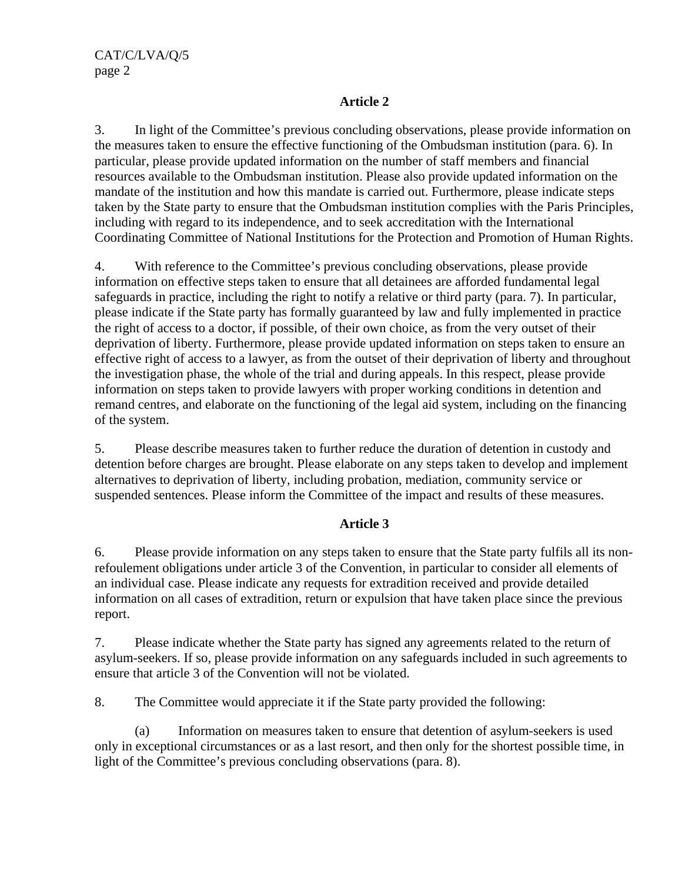## Article 2

3. In light of the Committee's previous concluding observations, please provide information on the measures taken to ensure the effective functioning of the Ombudsman institution (para. 6). In particular, please provide updated information on the number of staff members and financial resources available to the Ombudsman institution. Please also provide updated information on the mandate of the institution and how this mandate is carried out. Furthermore, please indicate steps taken by the State party to ensure that the Ombudsman institution complies with the Paris Principles, including with regard to its independence, and to seek accreditation with the International Coordinating Committee of National Institutions for the Protection and Promotion of Human Rights.

4. With reference to the Committee's previous concluding observations, please provide information on effective steps taken to ensure that all detainees are afforded fundamental legal safeguards in practice, including the right to notify a relative or third party (para. 7). In particular, please indicate if the State party has formally guaranteed by law and fully implemented in practice the right of access to a doctor, if possible, of their own choice, as from the very outset of their deprivation of liberty. Furthermore, please provide updated information on steps taken to ensure an effective right of access to a lawyer, as from the outset of their deprivation of liberty and throughout the investigation phase, the whole of the trial and during appeals. In this respect, please provide information on steps taken to provide lawyers with proper working conditions in detention and remand centres, and elaborate on the functioning of the legal aid system, including on the financing of the system.

5. Please describe measures taken to further reduce the duration of detention in custody and detention before charges are brought. Please elaborate on any steps taken to develop and implement alternatives to deprivation of liberty, including probation, mediation, community service or suspended sentences. Please inform the Committee of the impact and results of these measures.

## Article 3

6. Please provide information on any steps taken to ensure that the State party fulfils all its non-refoulement obligations under article 3 of the Convention, in particular to consider all elements of an individual case. Please indicate any requests for extradition received and provide detailed information on all cases of extradition, return or expulsion that have taken place since the previous report.

7. Please indicate whether the State party has signed any agreements related to the return of asylum-seekers. If so, please provide information on any safeguards included in such agreements to ensure that article 3 of the Convention will not be violated.

8. The Committee would appreciate it if the State party provided the following:

(a) Information on measures taken to ensure that detention of asylum-seekers is used only in exceptional circumstances or as a last resort, and then only for the shortest possible time, in light of the Committee's previous concluding observations (para. 8).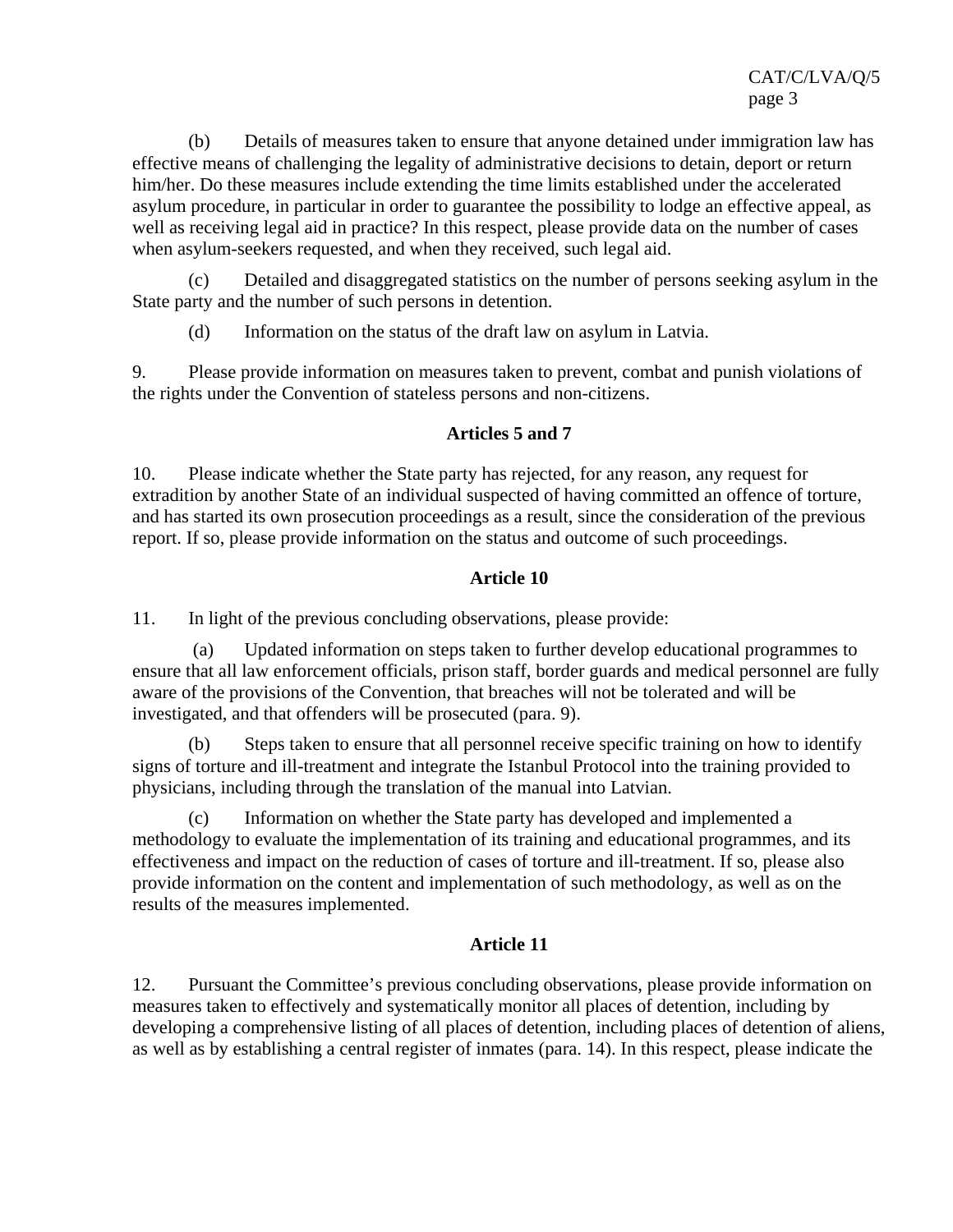(b) Details of measures taken to ensure that anyone detained under immigration law has effective means of challenging the legality of administrative decisions to detain, deport or return him/her. Do these measures include extending the time limits established under the accelerated asylum procedure, in particular in order to guarantee the possibility to lodge an effective appeal, as well as receiving legal aid in practice? In this respect, please provide data on the number of cases when asylum-seekers requested, and when they received, such legal aid.

(c) Detailed and disaggregated statistics on the number of persons seeking asylum in the State party and the number of such persons in detention.

(d) Information on the status of the draft law on asylum in Latvia.

9. Please provide information on measures taken to prevent, combat and punish violations of the rights under the Convention of stateless persons and non-citizens.

### Articles 5 and 7

10. Please indicate whether the State party has rejected, for any reason, any request for extradition by another State of an individual suspected of having committed an offence of torture, and has started its own prosecution proceedings as a result, since the consideration of the previous report. If so, please provide information on the status and outcome of such proceedings.

### Article 10

11. In light of the previous concluding observations, please provide:

(a) Updated information on steps taken to further develop educational programmes to ensure that all law enforcement officials, prison staff, border guards and medical personnel are fully aware of the provisions of the Convention, that breaches will not be tolerated and will be investigated, and that offenders will be prosecuted (para. 9).

(b) Steps taken to ensure that all personnel receive specific training on how to identify signs of torture and ill-treatment and integrate the Istanbul Protocol into the training provided to physicians, including through the translation of the manual into Latvian.

(c) Information on whether the State party has developed and implemented a methodology to evaluate the implementation of its training and educational programmes, and its effectiveness and impact on the reduction of cases of torture and ill-treatment. If so, please also provide information on the content and implementation of such methodology, as well as on the results of the measures implemented.

### Article 11

12. Pursuant the Committee's previous concluding observations, please provide information on measures taken to effectively and systematically monitor all places of detention, including by developing a comprehensive listing of all places of detention, including places of detention of aliens, as well as by establishing a central register of inmates (para. 14). In this respect, please indicate the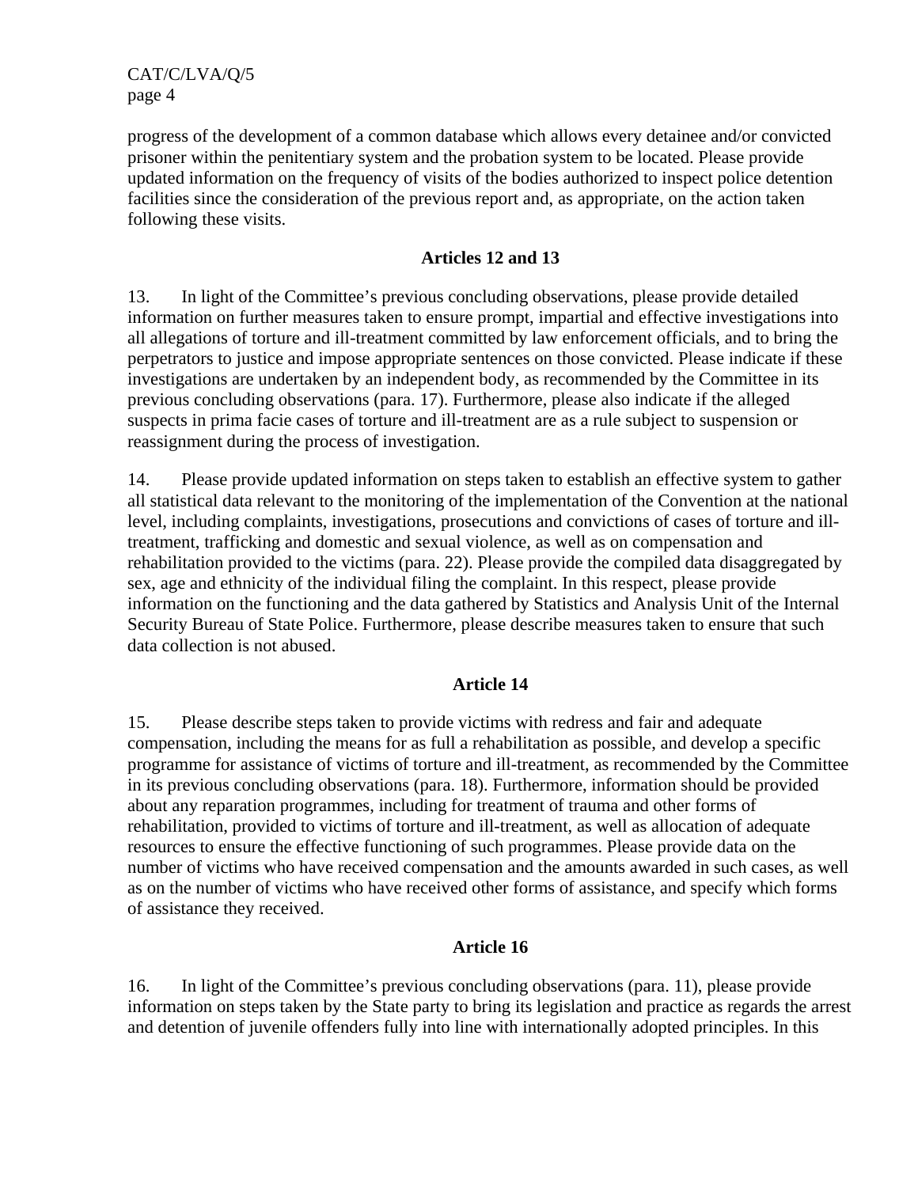progress of the development of a common database which allows every detainee and/or convicted prisoner within the penitentiary system and the probation system to be located. Please provide updated information on the frequency of visits of the bodies authorized to inspect police detention facilities since the consideration of the previous report and, as appropriate, on the action taken following these visits.

### Articles 12 and 13

13. In light of the Committee's previous concluding observations, please provide detailed information on further measures taken to ensure prompt, impartial and effective investigations into all allegations of torture and ill-treatment committed by law enforcement officials, and to bring the perpetrators to justice and impose appropriate sentences on those convicted. Please indicate if these investigations are undertaken by an independent body, as recommended by the Committee in its previous concluding observations (para. 17). Furthermore, please also indicate if the alleged suspects in prima facie cases of torture and ill-treatment are as a rule subject to suspension or reassignment during the process of investigation.

14. Please provide updated information on steps taken to establish an effective system to gather all statistical data relevant to the monitoring of the implementation of the Convention at the national level, including complaints, investigations, prosecutions and convictions of cases of torture and ill-treatment, trafficking and domestic and sexual violence, as well as on compensation and rehabilitation provided to the victims (para. 22). Please provide the compiled data disaggregated by sex, age and ethnicity of the individual filing the complaint. In this respect, please provide information on the functioning and the data gathered by Statistics and Analysis Unit of the Internal Security Bureau of State Police. Furthermore, please describe measures taken to ensure that such data collection is not abused.

### Article 14

15. Please describe steps taken to provide victims with redress and fair and adequate compensation, including the means for as full a rehabilitation as possible, and develop a specific programme for assistance of victims of torture and ill-treatment, as recommended by the Committee in its previous concluding observations (para. 18). Furthermore, information should be provided about any reparation programmes, including for treatment of trauma and other forms of rehabilitation, provided to victims of torture and ill-treatment, as well as allocation of adequate resources to ensure the effective functioning of such programmes. Please provide data on the number of victims who have received compensation and the amounts awarded in such cases, as well as on the number of victims who have received other forms of assistance, and specify which forms of assistance they received.

### Article 16

16. In light of the Committee's previous concluding observations (para. 11), please provide information on steps taken by the State party to bring its legislation and practice as regards the arrest and detention of juvenile offenders fully into line with internationally adopted principles. In this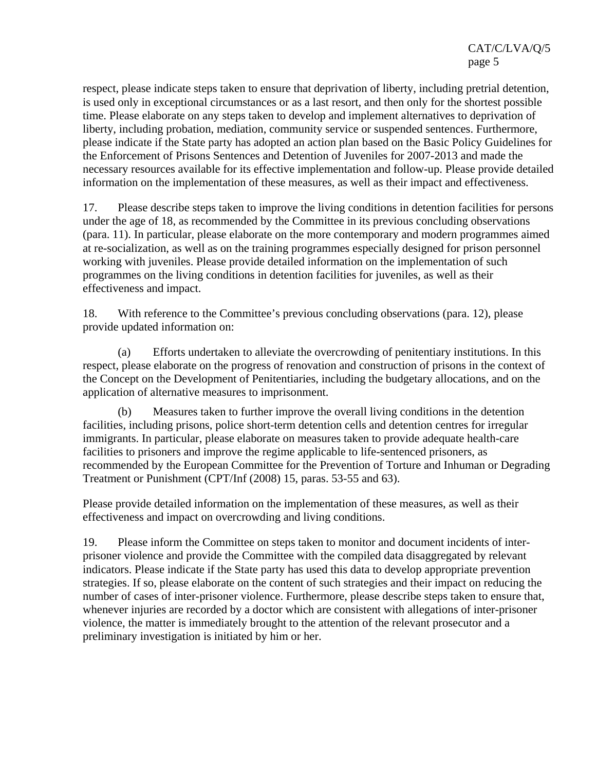respect, please indicate steps taken to ensure that deprivation of liberty, including pretrial detention, is used only in exceptional circumstances or as a last resort, and then only for the shortest possible time. Please elaborate on any steps taken to develop and implement alternatives to deprivation of liberty, including probation, mediation, community service or suspended sentences. Furthermore, please indicate if the State party has adopted an action plan based on the Basic Policy Guidelines for the Enforcement of Prisons Sentences and Detention of Juveniles for 2007-2013 and made the necessary resources available for its effective implementation and follow-up. Please provide detailed information on the implementation of these measures, as well as their impact and effectiveness.

17. Please describe steps taken to improve the living conditions in detention facilities for persons under the age of 18, as recommended by the Committee in its previous concluding observations (para. 11). In particular, please elaborate on the more contemporary and modern programmes aimed at re-socialization, as well as on the training programmes especially designed for prison personnel working with juveniles. Please provide detailed information on the implementation of such programmes on the living conditions in detention facilities for juveniles, as well as their effectiveness and impact.

18. With reference to the Committee's previous concluding observations (para. 12), please provide updated information on:

(a) Efforts undertaken to alleviate the overcrowding of penitentiary institutions. In this respect, please elaborate on the progress of renovation and construction of prisons in the context of the Concept on the Development of Penitentiaries, including the budgetary allocations, and on the application of alternative measures to imprisonment.

(b) Measures taken to further improve the overall living conditions in the detention facilities, including prisons, police short-term detention cells and detention centres for irregular immigrants. In particular, please elaborate on measures taken to provide adequate health-care facilities to prisoners and improve the regime applicable to life-sentenced prisoners, as recommended by the European Committee for the Prevention of Torture and Inhuman or Degrading Treatment or Punishment (CPT/Inf (2008) 15, paras. 53-55 and 63).

Please provide detailed information on the implementation of these measures, as well as their effectiveness and impact on overcrowding and living conditions.

19. Please inform the Committee on steps taken to monitor and document incidents of inter-prisoner violence and provide the Committee with the compiled data disaggregated by relevant indicators. Please indicate if the State party has used this data to develop appropriate prevention strategies. If so, please elaborate on the content of such strategies and their impact on reducing the number of cases of inter-prisoner violence. Furthermore, please describe steps taken to ensure that, whenever injuries are recorded by a doctor which are consistent with allegations of inter-prisoner violence, the matter is immediately brought to the attention of the relevant prosecutor and a preliminary investigation is initiated by him or her.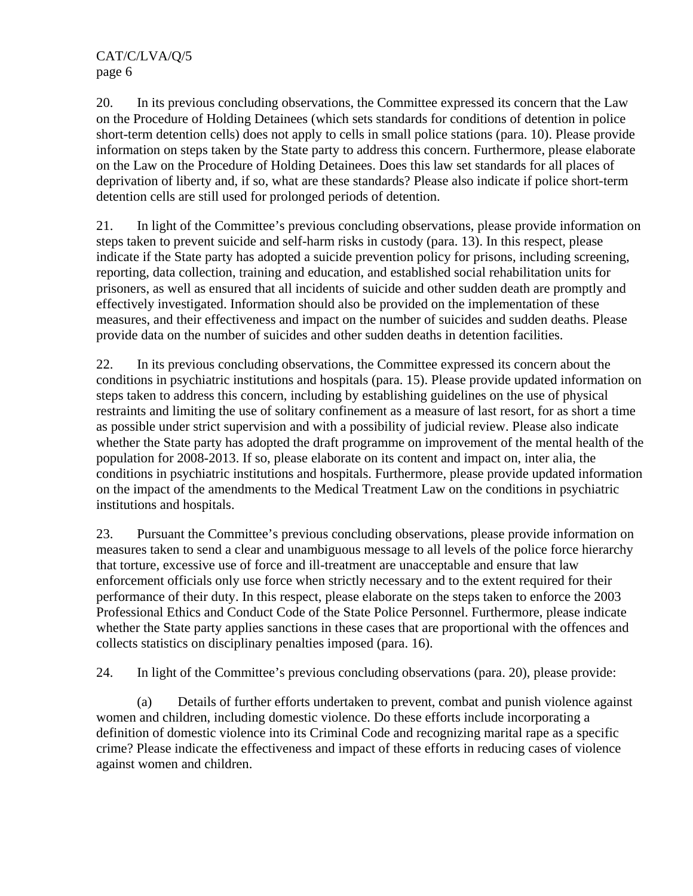20. In its previous concluding observations, the Committee expressed its concern that the Law on the Procedure of Holding Detainees (which sets standards for conditions of detention in police short-term detention cells) does not apply to cells in small police stations (para. 10). Please provide information on steps taken by the State party to address this concern. Furthermore, please elaborate on the Law on the Procedure of Holding Detainees. Does this law set standards for all places of deprivation of liberty and, if so, what are these standards? Please also indicate if police short-term detention cells are still used for prolonged periods of detention.

21. In light of the Committee's previous concluding observations, please provide information on steps taken to prevent suicide and self-harm risks in custody (para. 13). In this respect, please indicate if the State party has adopted a suicide prevention policy for prisons, including screening, reporting, data collection, training and education, and established social rehabilitation units for prisoners, as well as ensured that all incidents of suicide and other sudden death are promptly and effectively investigated. Information should also be provided on the implementation of these measures, and their effectiveness and impact on the number of suicides and sudden deaths. Please provide data on the number of suicides and other sudden deaths in detention facilities.

22. In its previous concluding observations, the Committee expressed its concern about the conditions in psychiatric institutions and hospitals (para. 15). Please provide updated information on steps taken to address this concern, including by establishing guidelines on the use of physical restraints and limiting the use of solitary confinement as a measure of last resort, for as short a time as possible under strict supervision and with a possibility of judicial review. Please also indicate whether the State party has adopted the draft programme on improvement of the mental health of the population for 2008-2013. If so, please elaborate on its content and impact on, inter alia, the conditions in psychiatric institutions and hospitals. Furthermore, please provide updated information on the impact of the amendments to the Medical Treatment Law on the conditions in psychiatric institutions and hospitals.

23. Pursuant the Committee's previous concluding observations, please provide information on measures taken to send a clear and unambiguous message to all levels of the police force hierarchy that torture, excessive use of force and ill-treatment are unacceptable and ensure that law enforcement officials only use force when strictly necessary and to the extent required for their performance of their duty. In this respect, please elaborate on the steps taken to enforce the 2003 Professional Ethics and Conduct Code of the State Police Personnel. Furthermore, please indicate whether the State party applies sanctions in these cases that are proportional with the offences and collects statistics on disciplinary penalties imposed (para. 16).

24. In light of the Committee's previous concluding observations (para. 20), please provide:

(a) Details of further efforts undertaken to prevent, combat and punish violence against women and children, including domestic violence. Do these efforts include incorporating a definition of domestic violence into its Criminal Code and recognizing marital rape as a specific crime? Please indicate the effectiveness and impact of these efforts in reducing cases of violence against women and children.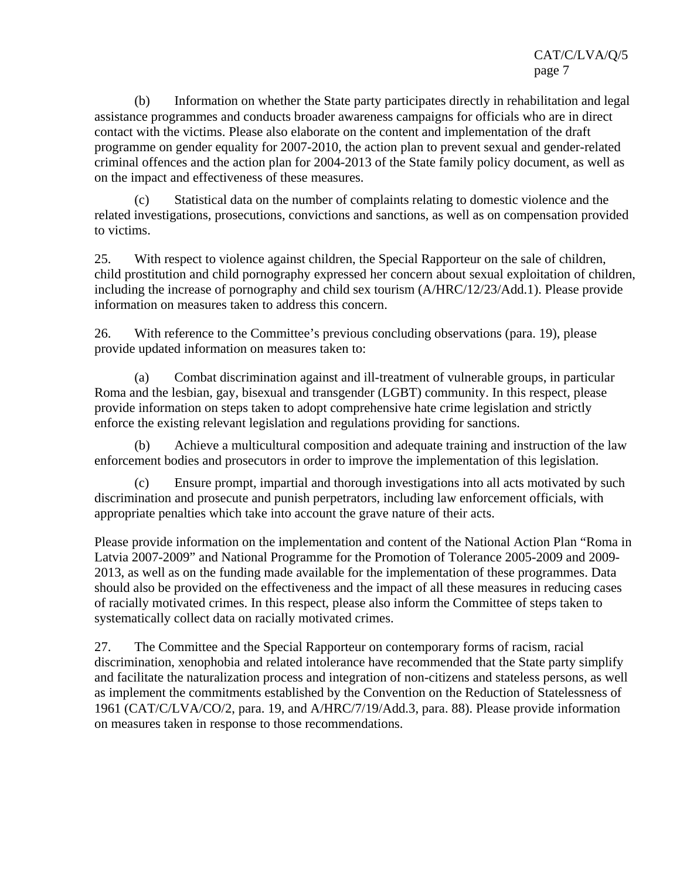(b) Information on whether the State party participates directly in rehabilitation and legal assistance programmes and conducts broader awareness campaigns for officials who are in direct contact with the victims. Please also elaborate on the content and implementation of the draft programme on gender equality for 2007-2010, the action plan to prevent sexual and gender-related criminal offences and the action plan for 2004-2013 of the State family policy document, as well as on the impact and effectiveness of these measures.

(c) Statistical data on the number of complaints relating to domestic violence and the related investigations, prosecutions, convictions and sanctions, as well as on compensation provided to victims.

25. With respect to violence against children, the Special Rapporteur on the sale of children, child prostitution and child pornography expressed her concern about sexual exploitation of children, including the increase of pornography and child sex tourism (A/HRC/12/23/Add.1). Please provide information on measures taken to address this concern.

26. With reference to the Committee's previous concluding observations (para. 19), please provide updated information on measures taken to:

(a) Combat discrimination against and ill-treatment of vulnerable groups, in particular Roma and the lesbian, gay, bisexual and transgender (LGBT) community. In this respect, please provide information on steps taken to adopt comprehensive hate crime legislation and strictly enforce the existing relevant legislation and regulations providing for sanctions.

(b) Achieve a multicultural composition and adequate training and instruction of the law enforcement bodies and prosecutors in order to improve the implementation of this legislation.

(c) Ensure prompt, impartial and thorough investigations into all acts motivated by such discrimination and prosecute and punish perpetrators, including law enforcement officials, with appropriate penalties which take into account the grave nature of their acts.

Please provide information on the implementation and content of the National Action Plan "Roma in Latvia 2007-2009" and National Programme for the Promotion of Tolerance 2005-2009 and 2009-2013, as well as on the funding made available for the implementation of these programmes. Data should also be provided on the effectiveness and the impact of all these measures in reducing cases of racially motivated crimes. In this respect, please also inform the Committee of steps taken to systematically collect data on racially motivated crimes.

27. The Committee and the Special Rapporteur on contemporary forms of racism, racial discrimination, xenophobia and related intolerance have recommended that the State party simplify and facilitate the naturalization process and integration of non-citizens and stateless persons, as well as implement the commitments established by the Convention on the Reduction of Statelessness of 1961 (CAT/C/LVA/CO/2, para. 19, and A/HRC/7/19/Add.3, para. 88). Please provide information on measures taken in response to those recommendations.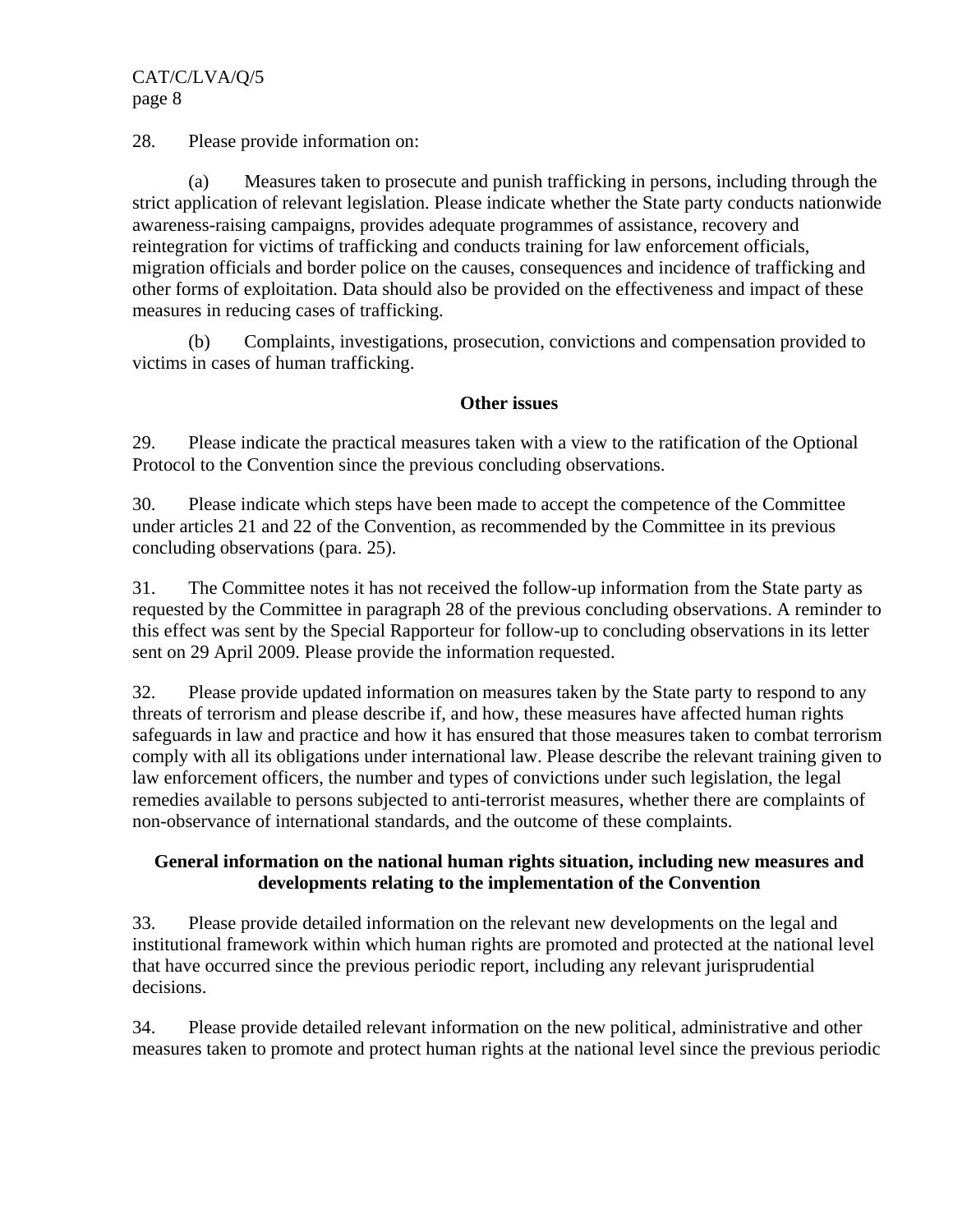28. Please provide information on:

(a) Measures taken to prosecute and punish trafficking in persons, including through the strict application of relevant legislation. Please indicate whether the State party conducts nationwide awareness-raising campaigns, provides adequate programmes of assistance, recovery and reintegration for victims of trafficking and conducts training for law enforcement officials, migration officials and border police on the causes, consequences and incidence of trafficking and other forms of exploitation. Data should also be provided on the effectiveness and impact of these measures in reducing cases of trafficking.

(b) Complaints, investigations, prosecution, convictions and compensation provided to victims in cases of human trafficking.

**Other issues**

29. Please indicate the practical measures taken with a view to the ratification of the Optional Protocol to the Convention since the previous concluding observations.

30. Please indicate which steps have been made to accept the competence of the Committee under articles 21 and 22 of the Convention, as recommended by the Committee in its previous concluding observations (para. 25).

31. The Committee notes it has not received the follow-up information from the State party as requested by the Committee in paragraph 28 of the previous concluding observations. A reminder to this effect was sent by the Special Rapporteur for follow-up to concluding observations in its letter sent on 29 April 2009. Please provide the information requested.

32. Please provide updated information on measures taken by the State party to respond to any threats of terrorism and please describe if, and how, these measures have affected human rights safeguards in law and practice and how it has ensured that those measures taken to combat terrorism comply with all its obligations under international law. Please describe the relevant training given to law enforcement officers, the number and types of convictions under such legislation, the legal remedies available to persons subjected to anti-terrorist measures, whether there are complaints of non-observance of international standards, and the outcome of these complaints.

**General information on the national human rights situation, including new measures and developments relating to the implementation of the Convention**

33. Please provide detailed information on the relevant new developments on the legal and institutional framework within which human rights are promoted and protected at the national level that have occurred since the previous periodic report, including any relevant jurisprudential decisions.

34. Please provide detailed relevant information on the new political, administrative and other measures taken to promote and protect human rights at the national level since the previous periodic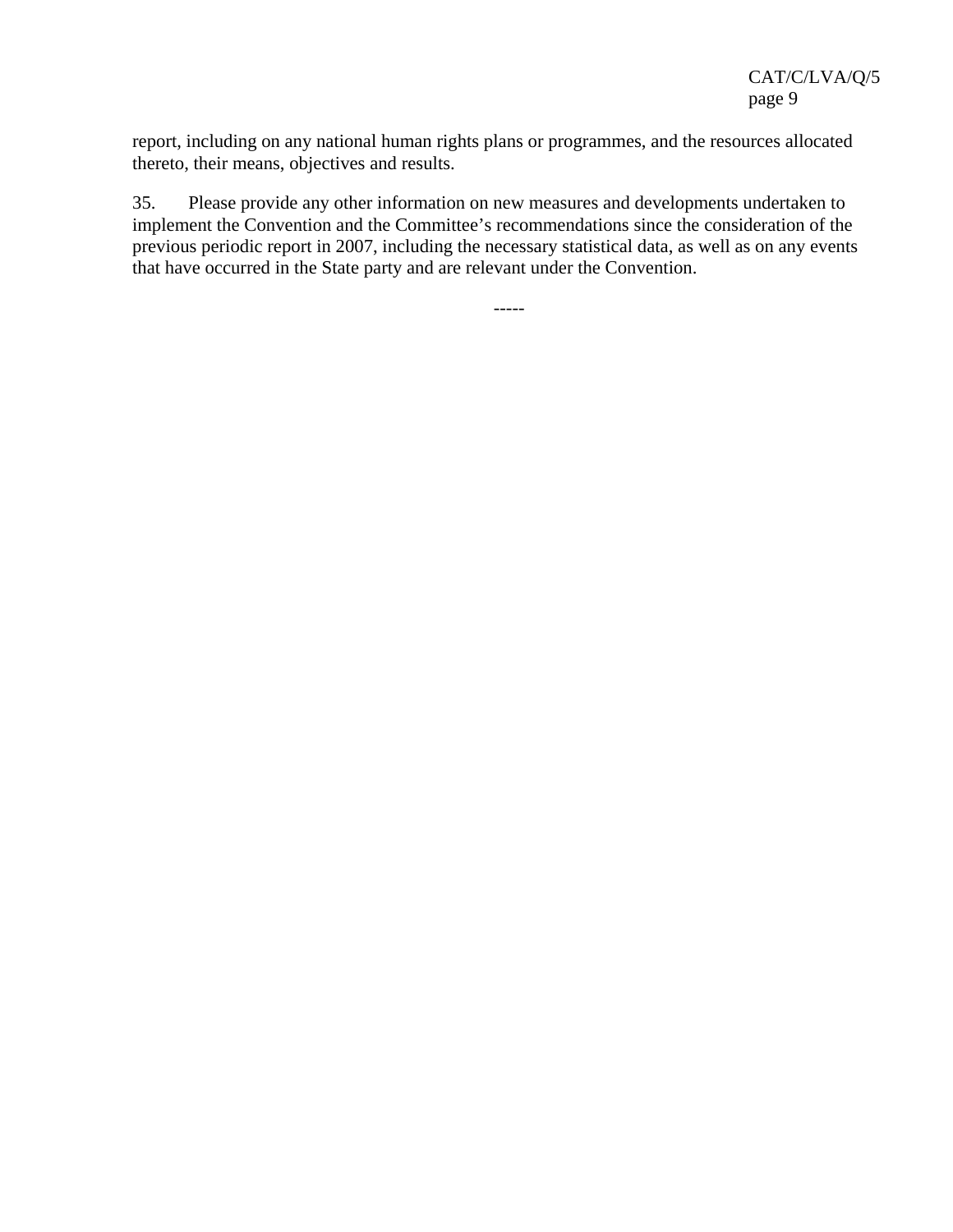report, including on any national human rights plans or programmes, and the resources allocated thereto, their means, objectives and results.

35. Please provide any other information on new measures and developments undertaken to implement the Convention and the Committee's recommendations since the consideration of the previous periodic report in 2007, including the necessary statistical data, as well as on any events that have occurred in the State party and are relevant under the Convention.

-----